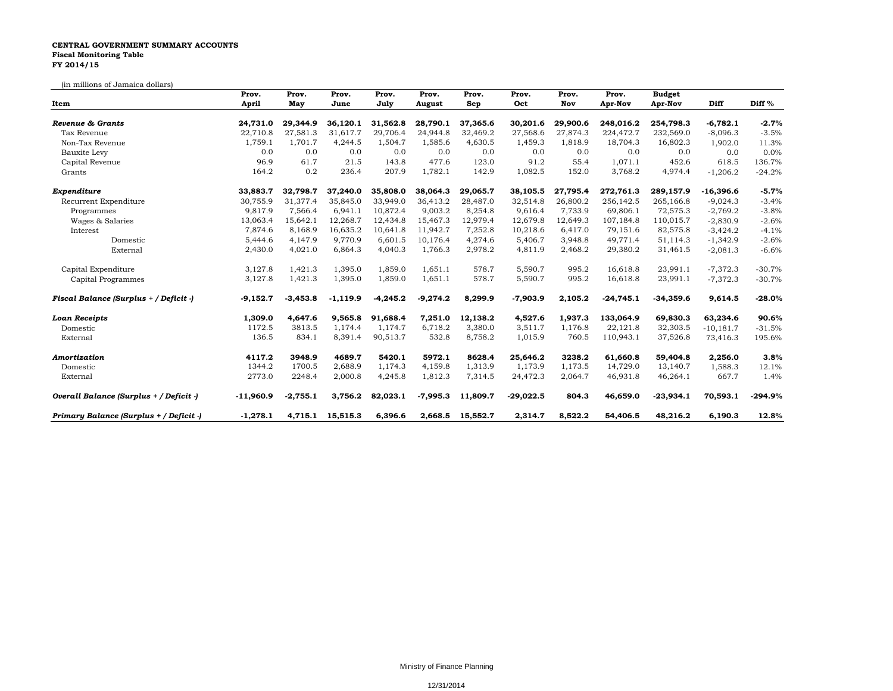**CENTRAL GOVERNMENT SUMMARY ACCOUNTS**
**Fiscal Monitoring Table**
**FY 2014/15**

(in millions of Jamaica dollars)

| Item | Prov. April | Prov. May | Prov. June | Prov. July | Prov. August | Prov. Sep | Prov. Oct | Prov. Nov | Prov. Apr-Nov | Budget Apr-Nov | Diff | Diff % |
|---|---|---|---|---|---|---|---|---|---|---|---|---|
| ***Revenue & Grants*** | **24,731.0** | **29,344.9** | **36,120.1** | **31,562.8** | **28,790.1** | **37,365.6** | **30,201.6** | **29,900.6** | **248,016.2** | **254,798.3** | **-6,782.1** | **-2.7%** |
| Tax Revenue | 22,710.8 | 27,581.3 | 31,617.7 | 29,706.4 | 24,944.8 | 32,469.2 | 27,568.6 | 27,874.3 | 224,472.7 | 232,569.0 | -8,096.3 | -3.5% |
| Non-Tax Revenue | 1,759.1 | 1,701.7 | 4,244.5 | 1,504.7 | 1,585.6 | 4,630.5 | 1,459.3 | 1,818.9 | 18,704.3 | 16,802.3 | 1,902.0 | 11.3% |
| Bauxite Levy | 0.0 | 0.0 | 0.0 | 0.0 | 0.0 | 0.0 | 0.0 | 0.0 | 0.0 | 0.0 | 0.0 | 0.0% |
| Capital Revenue | 96.9 | 61.7 | 21.5 | 143.8 | 477.6 | 123.0 | 91.2 | 55.4 | 1,071.1 | 452.6 | 618.5 | 136.7% |
| Grants | 164.2 | 0.2 | 236.4 | 207.9 | 1,782.1 | 142.9 | 1,082.5 | 152.0 | 3,768.2 | 4,974.4 | -1,206.2 | -24.2% |
| ***Expenditure*** | **33,883.7** | **32,798.7** | **37,240.0** | **35,808.0** | **38,064.3** | **29,065.7** | **38,105.5** | **27,795.4** | **272,761.3** | **289,157.9** | **-16,396.6** | **-5.7%** |
| Recurrent Expenditure | 30,755.9 | 31,377.4 | 35,845.0 | 33,949.0 | 36,413.2 | 28,487.0 | 32,514.8 | 26,800.2 | 256,142.5 | 265,166.8 | -9,024.3 | -3.4% |
| Programmes | 9,817.9 | 7,566.4 | 6,941.1 | 10,872.4 | 9,003.2 | 8,254.8 | 9,616.4 | 7,733.9 | 69,806.1 | 72,575.3 | -2,769.2 | -3.8% |
| Wages & Salaries | 13,063.4 | 15,642.1 | 12,268.7 | 12,434.8 | 15,467.3 | 12,979.4 | 12,679.8 | 12,649.3 | 107,184.8 | 110,015.7 | -2,830.9 | -2.6% |
| Interest | 7,874.6 | 8,168.9 | 16,635.2 | 10,641.8 | 11,942.7 | 7,252.8 | 10,218.6 | 6,417.0 | 79,151.6 | 82,575.8 | -3,424.2 | -4.1% |
| Domestic | 5,444.6 | 4,147.9 | 9,770.9 | 6,601.5 | 10,176.4 | 4,274.6 | 5,406.7 | 3,948.8 | 49,771.4 | 51,114.3 | -1,342.9 | -2.6% |
| External | 2,430.0 | 4,021.0 | 6,864.3 | 4,040.3 | 1,766.3 | 2,978.2 | 4,811.9 | 2,468.2 | 29,380.2 | 31,461.5 | -2,081.3 | -6.6% |
| Capital Expenditure | 3,127.8 | 1,421.3 | 1,395.0 | 1,859.0 | 1,651.1 | 578.7 | 5,590.7 | 995.2 | 16,618.8 | 23,991.1 | -7,372.3 | -30.7% |
| Capital Programmes | 3,127.8 | 1,421.3 | 1,395.0 | 1,859.0 | 1,651.1 | 578.7 | 5,590.7 | 995.2 | 16,618.8 | 23,991.1 | -7,372.3 | -30.7% |
| ***Fiscal Balance (Surplus + / Deficit -)*** | **-9,152.7** | **-3,453.8** | **-1,119.9** | **-4,245.2** | **-9,274.2** | **8,299.9** | **-7,903.9** | **2,105.2** | **-24,745.1** | **-34,359.6** | **9,614.5** | **-28.0%** |
| ***Loan Receipts*** | **1,309.0** | **4,647.6** | **9,565.8** | **91,688.4** | **7,251.0** | **12,138.2** | **4,527.6** | **1,937.3** | **133,064.9** | **69,830.3** | **63,234.6** | **90.6%** |
| Domestic | 1172.5 | 3813.5 | 1,174.4 | 1,174.7 | 6,718.2 | 3,380.0 | 3,511.7 | 1,176.8 | 22,121.8 | 32,303.5 | -10,181.7 | -31.5% |
| External | 136.5 | 834.1 | 8,391.4 | 90,513.7 | 532.8 | 8,758.2 | 1,015.9 | 760.5 | 110,943.1 | 37,526.8 | 73,416.3 | 195.6% |
| ***Amortization*** | **4117.2** | **3948.9** | **4689.7** | **5420.1** | **5972.1** | **8628.4** | **25,646.2** | **3238.2** | **61,660.8** | **59,404.8** | **2,256.0** | **3.8%** |
| Domestic | 1344.2 | 1700.5 | 2,688.9 | 1,174.3 | 4,159.8 | 1,313.9 | 1,173.9 | 1,173.5 | 14,729.0 | 13,140.7 | 1,588.3 | 12.1% |
| External | 2773.0 | 2248.4 | 2,000.8 | 4,245.8 | 1,812.3 | 7,314.5 | 24,472.3 | 2,064.7 | 46,931.8 | 46,264.1 | 667.7 | 1.4% |
| ***Overall Balance (Surplus + / Deficit -)*** | **-11,960.9** | **-2,755.1** | **3,756.2** | **82,023.1** | **-7,995.3** | **11,809.7** | **-29,022.5** | **804.3** | **46,659.0** | **-23,934.1** | **70,593.1** | **-294.9%** |
| ***Primary Balance (Surplus + / Deficit -)*** | **-1,278.1** | **4,715.1** | **15,515.3** | **6,396.6** | **2,668.5** | **15,552.7** | **2,314.7** | **8,522.2** | **54,406.5** | **48,216.2** | **6,190.3** | **12.8%** |

Ministry of Finance Planning

12/31/2014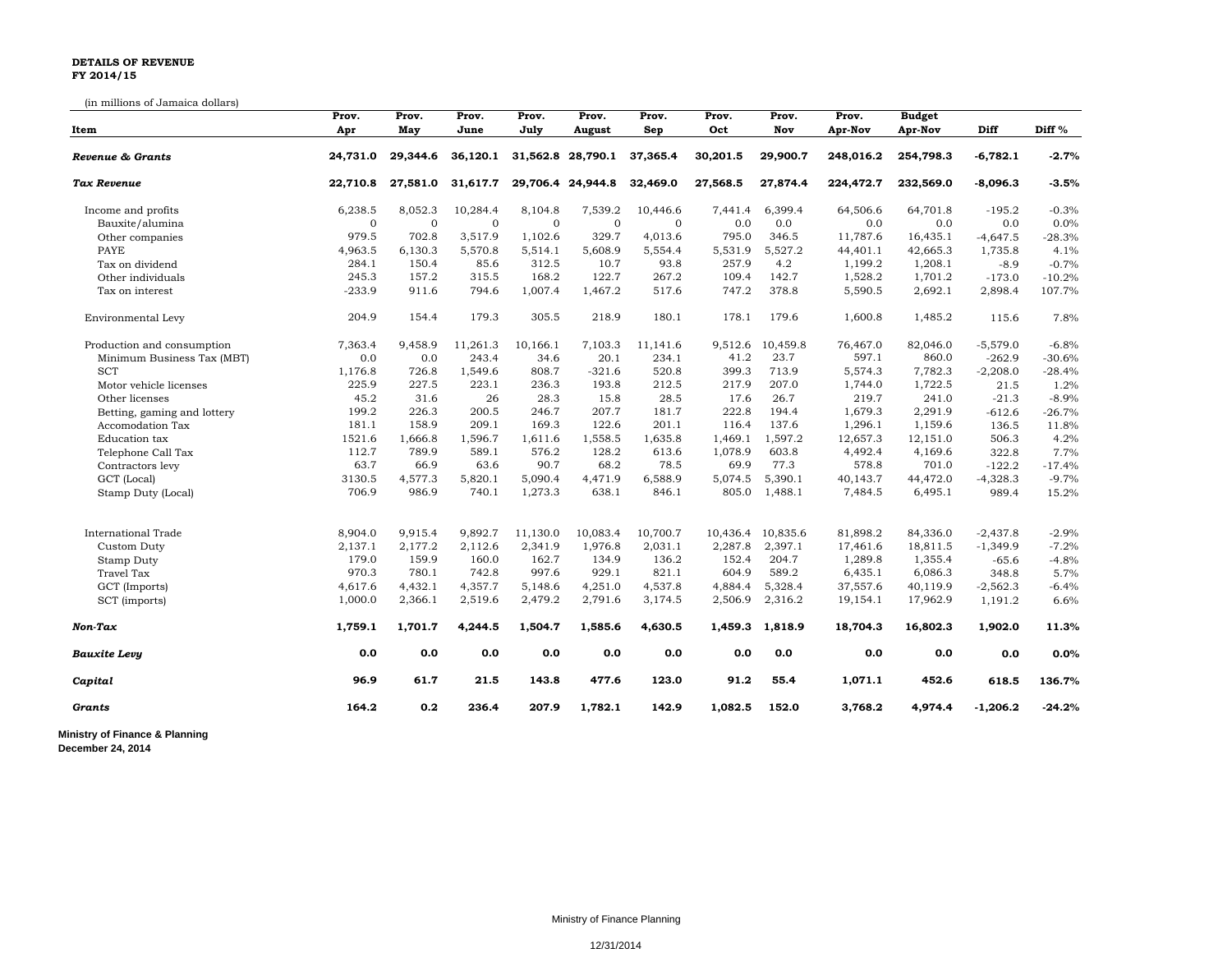**DETAILS OF REVENUE**
**FY 2014/15**

(in millions of Jamaica dollars)

| Item | Prov. Apr | Prov. May | Prov. June | Prov. July | Prov. August | Prov. Sep | Prov. Oct | Prov. Nov | Prov. Apr-Nov | Budget Apr-Nov | Diff | Diff % |
|---|---|---|---|---|---|---|---|---|---|---|---|---|
| ***Revenue & Grants*** | **24,731.0** | **29,344.6** | **36,120.1** | **31,562.8** | **28,790.1** | **37,365.4** | **30,201.5** | **29,900.7** | **248,016.2** | **254,798.3** | **-6,782.1** | **-2.7%** |
| ***Tax Revenue*** | **22,710.8** | **27,581.0** | **31,617.7** | **29,706.4** | **24,944.8** | **32,469.0** | **27,568.5** | **27,874.4** | **224,472.7** | **232,569.0** | **-8,096.3** | **-3.5%** |
| Income and profits | 6,238.5 | 8,052.3 | 10,284.4 | 8,104.8 | 7,539.2 | 10,446.6 | 7,441.4 | 6,399.4 | 64,506.6 | 64,701.8 | -195.2 | -0.3% |
| Bauxite/alumina | 0 | 0 | 0 | 0 | 0 | 0 | 0.0 | 0.0 | 0.0 | 0.0 | 0.0 | 0.0% |
| Other companies | 979.5 | 702.8 | 3,517.9 | 1,102.6 | 329.7 | 4,013.6 | 795.0 | 346.5 | 11,787.6 | 16,435.1 | -4,647.5 | -28.3% |
| PAYE | 4,963.5 | 6,130.3 | 5,570.8 | 5,514.1 | 5,608.9 | 5,554.4 | 5,531.9 | 5,527.2 | 44,401.1 | 42,665.3 | 1,735.8 | 4.1% |
| Tax on dividend | 284.1 | 150.4 | 85.6 | 312.5 | 10.7 | 93.8 | 257.9 | 4.2 | 1,199.2 | 1,208.1 | -8.9 | -0.7% |
| Other individuals | 245.3 | 157.2 | 315.5 | 168.2 | 122.7 | 267.2 | 109.4 | 142.7 | 1,528.2 | 1,701.2 | -173.0 | -10.2% |
| Tax on interest | -233.9 | 911.6 | 794.6 | 1,007.4 | 1,467.2 | 517.6 | 747.2 | 378.8 | 5,590.5 | 2,692.1 | 2,898.4 | 107.7% |
| Environmental Levy | 204.9 | 154.4 | 179.3 | 305.5 | 218.9 | 180.1 | 178.1 | 179.6 | 1,600.8 | 1,485.2 | 115.6 | 7.8% |
| Production and consumption | 7,363.4 | 9,458.9 | 11,261.3 | 10,166.1 | 7,103.3 | 11,141.6 | 9,512.6 | 10,459.8 | 76,467.0 | 82,046.0 | -5,579.0 | -6.8% |
| Minimum Business Tax (MBT) | 0.0 | 0.0 | 243.4 | 34.6 | 20.1 | 234.1 | 41.2 | 23.7 | 597.1 | 860.0 | -262.9 | -30.6% |
| SCT | 1,176.8 | 726.8 | 1,549.6 | 808.7 | -321.6 | 520.8 | 399.3 | 713.9 | 5,574.3 | 7,782.3 | -2,208.0 | -28.4% |
| Motor vehicle licenses | 225.9 | 227.5 | 223.1 | 236.3 | 193.8 | 212.5 | 217.9 | 207.0 | 1,744.0 | 1,722.5 | 21.5 | 1.2% |
| Other licenses | 45.2 | 31.6 | 26 | 28.3 | 15.8 | 28.5 | 17.6 | 26.7 | 219.7 | 241.0 | -21.3 | -8.9% |
| Betting, gaming and lottery | 199.2 | 226.3 | 200.5 | 246.7 | 207.7 | 181.7 | 222.8 | 194.4 | 1,679.3 | 2,291.9 | -612.6 | -26.7% |
| Accomodation Tax | 181.1 | 158.9 | 209.1 | 169.3 | 122.6 | 201.1 | 116.4 | 137.6 | 1,296.1 | 1,159.6 | 136.5 | 11.8% |
| Education tax | 1521.6 | 1,666.8 | 1,596.7 | 1,611.6 | 1,558.5 | 1,635.8 | 1,469.1 | 1,597.2 | 12,657.3 | 12,151.0 | 506.3 | 4.2% |
| Telephone Call Tax | 112.7 | 789.9 | 589.1 | 576.2 | 128.2 | 613.6 | 1,078.9 | 603.8 | 4,492.4 | 4,169.6 | 322.8 | 7.7% |
| Contractors levy | 63.7 | 66.9 | 63.6 | 90.7 | 68.2 | 78.5 | 69.9 | 77.3 | 578.8 | 701.0 | -122.2 | -17.4% |
| GCT (Local) | 3130.5 | 4,577.3 | 5,820.1 | 5,090.4 | 4,471.9 | 6,588.9 | 5,074.5 | 5,390.1 | 40,143.7 | 44,472.0 | -4,328.3 | -9.7% |
| Stamp Duty (Local) | 706.9 | 986.9 | 740.1 | 1,273.3 | 638.1 | 846.1 | 805.0 | 1,488.1 | 7,484.5 | 6,495.1 | 989.4 | 15.2% |
| International Trade | 8,904.0 | 9,915.4 | 9,892.7 | 11,130.0 | 10,083.4 | 10,700.7 | 10,436.4 | 10,835.6 | 81,898.2 | 84,336.0 | -2,437.8 | -2.9% |
| Custom Duty | 2,137.1 | 2,177.2 | 2,112.6 | 2,341.9 | 1,976.8 | 2,031.1 | 2,287.8 | 2,397.1 | 17,461.6 | 18,811.5 | -1,349.9 | -7.2% |
| Stamp Duty | 179.0 | 159.9 | 160.0 | 162.7 | 134.9 | 136.2 | 152.4 | 204.7 | 1,289.8 | 1,355.4 | -65.6 | -4.8% |
| Travel Tax | 970.3 | 780.1 | 742.8 | 997.6 | 929.1 | 821.1 | 604.9 | 589.2 | 6,435.1 | 6,086.3 | 348.8 | 5.7% |
| GCT (Imports) | 4,617.6 | 4,432.1 | 4,357.7 | 5,148.6 | 4,251.0 | 4,537.8 | 4,884.4 | 5,328.4 | 37,557.6 | 40,119.9 | -2,562.3 | -6.4% |
| SCT (imports) | 1,000.0 | 2,366.1 | 2,519.6 | 2,479.2 | 2,791.6 | 3,174.5 | 2,506.9 | 2,316.2 | 19,154.1 | 17,962.9 | 1,191.2 | 6.6% |
| ***Non-Tax*** | **1,759.1** | **1,701.7** | **4,244.5** | **1,504.7** | **1,585.6** | **4,630.5** | **1,459.3** | **1,818.9** | **18,704.3** | **16,802.3** | **1,902.0** | **11.3%** |
| ***Bauxite Levy*** | **0.0** | **0.0** | **0.0** | **0.0** | **0.0** | **0.0** | **0.0** | **0.0** | **0.0** | **0.0** | **0.0** | **0.0%** |
| ***Capital*** | **96.9** | **61.7** | **21.5** | **143.8** | **477.6** | **123.0** | **91.2** | **55.4** | **1,071.1** | **452.6** | **618.5** | **136.7%** |
| ***Grants*** | **164.2** | **0.2** | **236.4** | **207.9** | **1,782.1** | **142.9** | **1,082.5** | **152.0** | **3,768.2** | **4,974.4** | **-1,206.2** | **-24.2%** |

**Ministry of Finance & Planning**
**December 24, 2014**